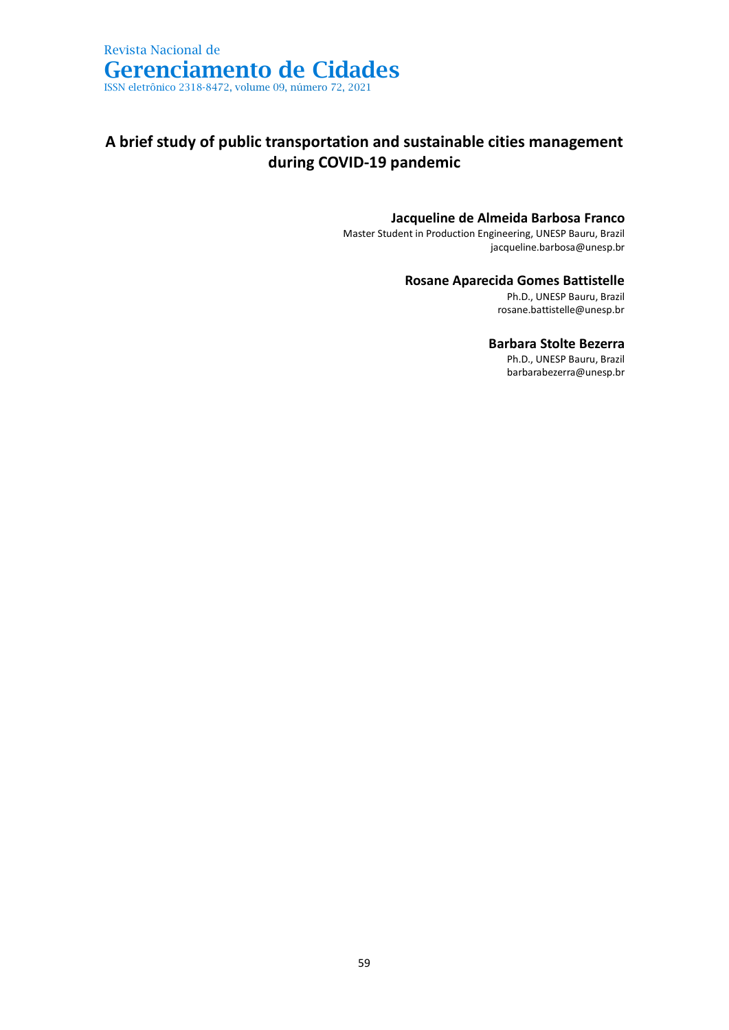# A brief study of public transportation and sustainable cities management during COVID-19 pandemic

**Jacqueline de Almeida Barbosa Franco**
Master Student in Production Engineering, UNESP Bauru, Brazil
jacqueline.barbosa@unesp.br

**Rosane Aparecida Gomes Battistelle**
Ph.D., UNESP Bauru, Brazil
rosane.battistelle@unesp.br

**Barbara Stolte Bezerra**
Ph.D., UNESP Bauru, Brazil
barbarabezerra@unesp.br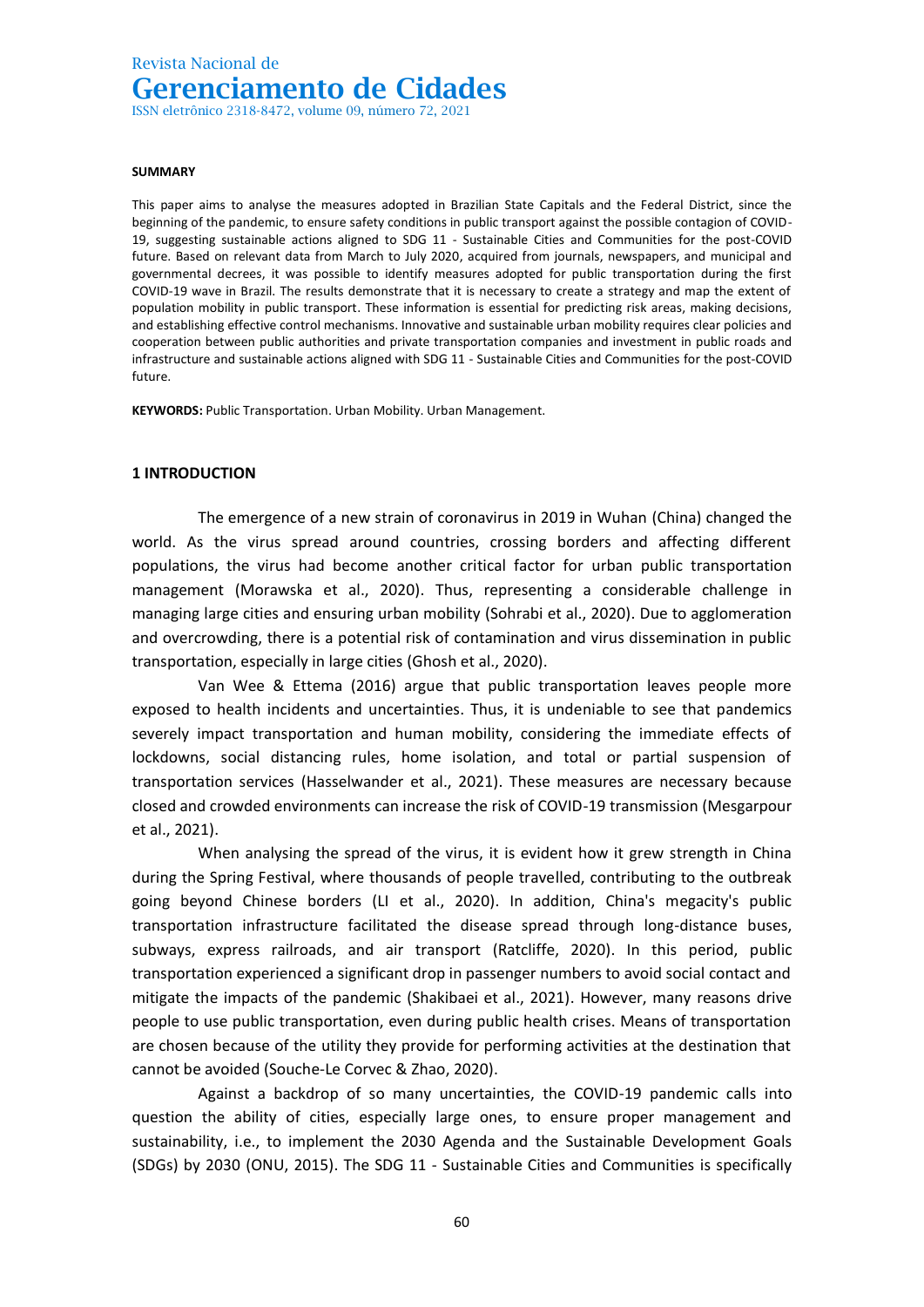**SUMMARY**

This paper aims to analyse the measures adopted in Brazilian State Capitals and the Federal District, since the beginning of the pandemic, to ensure safety conditions in public transport against the possible contagion of COVID-19, suggesting sustainable actions aligned to SDG 11 - Sustainable Cities and Communities for the post-COVID future. Based on relevant data from March to July 2020, acquired from journals, newspapers, and municipal and governmental decrees, it was possible to identify measures adopted for public transportation during the first COVID-19 wave in Brazil. The results demonstrate that it is necessary to create a strategy and map the extent of population mobility in public transport. These information is essential for predicting risk areas, making decisions, and establishing effective control mechanisms. Innovative and sustainable urban mobility requires clear policies and cooperation between public authorities and private transportation companies and investment in public roads and infrastructure and sustainable actions aligned with SDG 11 - Sustainable Cities and Communities for the post-COVID future.

**KEYWORDS:** Public Transportation. Urban Mobility. Urban Management.

## 1 INTRODUCTION

The emergence of a new strain of coronavirus in 2019 in Wuhan (China) changed the world. As the virus spread around countries, crossing borders and affecting different populations, the virus had become another critical factor for urban public transportation management (Morawska et al., 2020). Thus, representing a considerable challenge in managing large cities and ensuring urban mobility (Sohrabi et al., 2020). Due to agglomeration and overcrowding, there is a potential risk of contamination and virus dissemination in public transportation, especially in large cities (Ghosh et al., 2020).

Van Wee & Ettema (2016) argue that public transportation leaves people more exposed to health incidents and uncertainties. Thus, it is undeniable to see that pandemics severely impact transportation and human mobility, considering the immediate effects of lockdowns, social distancing rules, home isolation, and total or partial suspension of transportation services (Hasselwander et al., 2021). These measures are necessary because closed and crowded environments can increase the risk of COVID-19 transmission (Mesgarpour et al., 2021).

When analysing the spread of the virus, it is evident how it grew strength in China during the Spring Festival, where thousands of people travelled, contributing to the outbreak going beyond Chinese borders (LI et al., 2020). In addition, China's megacity's public transportation infrastructure facilitated the disease spread through long-distance buses, subways, express railroads, and air transport (Ratcliffe, 2020). In this period, public transportation experienced a significant drop in passenger numbers to avoid social contact and mitigate the impacts of the pandemic (Shakibaei et al., 2021). However, many reasons drive people to use public transportation, even during public health crises. Means of transportation are chosen because of the utility they provide for performing activities at the destination that cannot be avoided (Souche-Le Corvec & Zhao, 2020).

Against a backdrop of so many uncertainties, the COVID-19 pandemic calls into question the ability of cities, especially large ones, to ensure proper management and sustainability, i.e., to implement the 2030 Agenda and the Sustainable Development Goals (SDGs) by 2030 (ONU, 2015). The SDG 11 - Sustainable Cities and Communities is specifically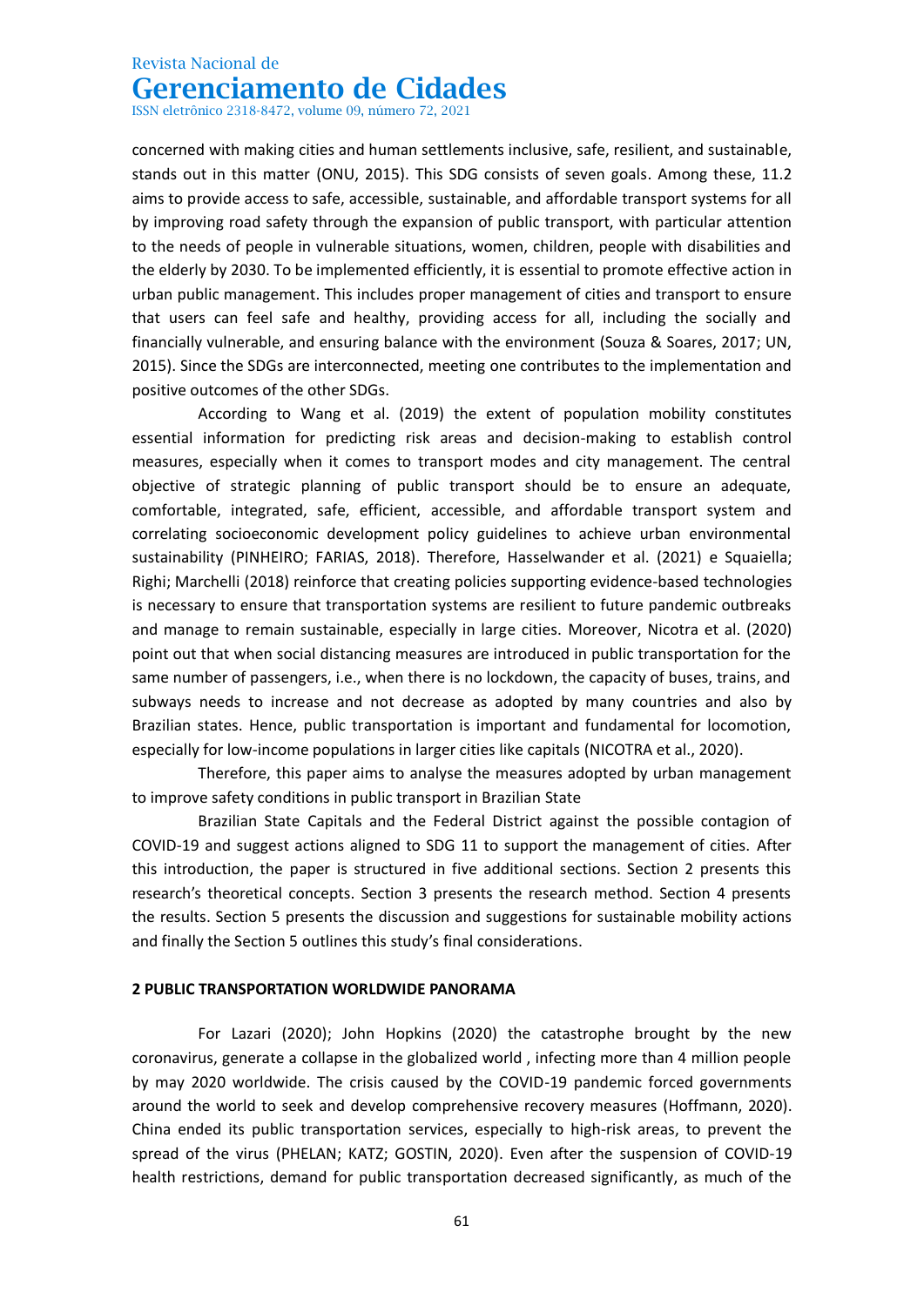concerned with making cities and human settlements inclusive, safe, resilient, and sustainable, stands out in this matter (ONU, 2015). This SDG consists of seven goals. Among these, 11.2 aims to provide access to safe, accessible, sustainable, and affordable transport systems for all by improving road safety through the expansion of public transport, with particular attention to the needs of people in vulnerable situations, women, children, people with disabilities and the elderly by 2030. To be implemented efficiently, it is essential to promote effective action in urban public management. This includes proper management of cities and transport to ensure that users can feel safe and healthy, providing access for all, including the socially and financially vulnerable, and ensuring balance with the environment (Souza & Soares, 2017; UN, 2015). Since the SDGs are interconnected, meeting one contributes to the implementation and positive outcomes of the other SDGs.

According to Wang et al. (2019) the extent of population mobility constitutes essential information for predicting risk areas and decision-making to establish control measures, especially when it comes to transport modes and city management. The central objective of strategic planning of public transport should be to ensure an adequate, comfortable, integrated, safe, efficient, accessible, and affordable transport system and correlating socioeconomic development policy guidelines to achieve urban environmental sustainability (PINHEIRO; FARIAS, 2018). Therefore, Hasselwander et al. (2021) e Squaiella; Righi; Marchelli (2018) reinforce that creating policies supporting evidence-based technologies is necessary to ensure that transportation systems are resilient to future pandemic outbreaks and manage to remain sustainable, especially in large cities. Moreover, Nicotra et al. (2020) point out that when social distancing measures are introduced in public transportation for the same number of passengers, i.e., when there is no lockdown, the capacity of buses, trains, and subways needs to increase and not decrease as adopted by many countries and also by Brazilian states. Hence, public transportation is important and fundamental for locomotion, especially for low-income populations in larger cities like capitals (NICOTRA et al., 2020).

Therefore, this paper aims to analyse the measures adopted by urban management to improve safety conditions in public transport in Brazilian State

Brazilian State Capitals and the Federal District against the possible contagion of COVID-19 and suggest actions aligned to SDG 11 to support the management of cities. After this introduction, the paper is structured in five additional sections. Section 2 presents this research's theoretical concepts. Section 3 presents the research method. Section 4 presents the results. Section 5 presents the discussion and suggestions for sustainable mobility actions and finally the Section 5 outlines this study's final considerations.

## 2 PUBLIC TRANSPORTATION WORLDWIDE PANORAMA

For Lazari (2020); John Hopkins (2020) the catastrophe brought by the new coronavirus, generate a collapse in the globalized world , infecting more than 4 million people by may 2020 worldwide. The crisis caused by the COVID-19 pandemic forced governments around the world to seek and develop comprehensive recovery measures (Hoffmann, 2020). China ended its public transportation services, especially to high-risk areas, to prevent the spread of the virus (PHELAN; KATZ; GOSTIN, 2020). Even after the suspension of COVID-19 health restrictions, demand for public transportation decreased significantly, as much of the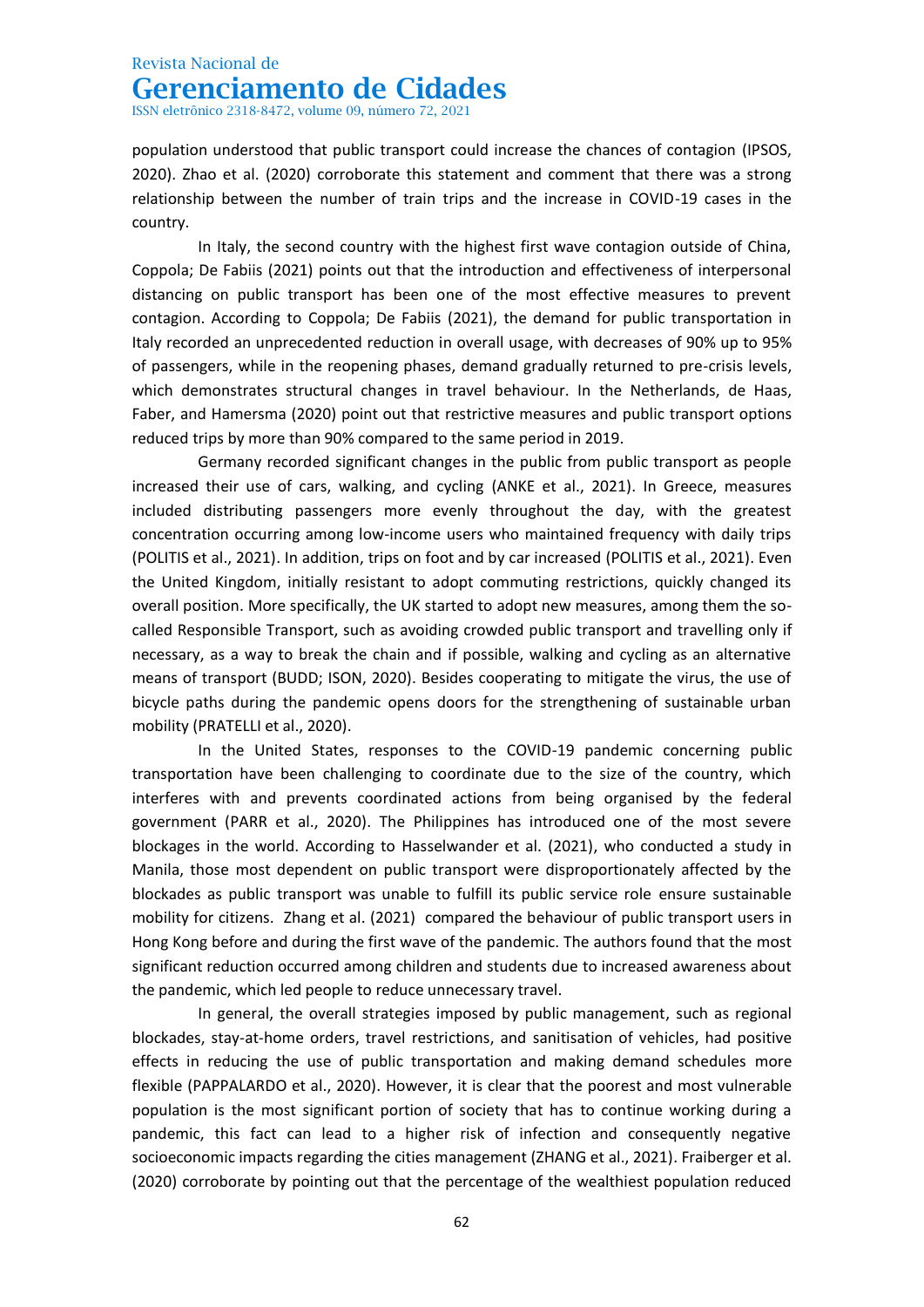population understood that public transport could increase the chances of contagion (IPSOS, 2020). Zhao et al. (2020) corroborate this statement and comment that there was a strong relationship between the number of train trips and the increase in COVID-19 cases in the country.

In Italy, the second country with the highest first wave contagion outside of China, Coppola; De Fabiis (2021) points out that the introduction and effectiveness of interpersonal distancing on public transport has been one of the most effective measures to prevent contagion. According to Coppola; De Fabiis (2021), the demand for public transportation in Italy recorded an unprecedented reduction in overall usage, with decreases of 90% up to 95% of passengers, while in the reopening phases, demand gradually returned to pre-crisis levels, which demonstrates structural changes in travel behaviour. In the Netherlands, de Haas, Faber, and Hamersma (2020) point out that restrictive measures and public transport options reduced trips by more than 90% compared to the same period in 2019.

Germany recorded significant changes in the public from public transport as people increased their use of cars, walking, and cycling (ANKE et al., 2021). In Greece, measures included distributing passengers more evenly throughout the day, with the greatest concentration occurring among low-income users who maintained frequency with daily trips (POLITIS et al., 2021). In addition, trips on foot and by car increased (POLITIS et al., 2021). Even the United Kingdom, initially resistant to adopt commuting restrictions, quickly changed its overall position. More specifically, the UK started to adopt new measures, among them the so-called Responsible Transport, such as avoiding crowded public transport and travelling only if necessary, as a way to break the chain and if possible, walking and cycling as an alternative means of transport (BUDD; ISON, 2020). Besides cooperating to mitigate the virus, the use of bicycle paths during the pandemic opens doors for the strengthening of sustainable urban mobility (PRATELLI et al., 2020).

In the United States, responses to the COVID-19 pandemic concerning public transportation have been challenging to coordinate due to the size of the country, which interferes with and prevents coordinated actions from being organised by the federal government (PARR et al., 2020). The Philippines has introduced one of the most severe blockages in the world. According to Hasselwander et al. (2021), who conducted a study in Manila, those most dependent on public transport were disproportionately affected by the blockades as public transport was unable to fulfill its public service role ensure sustainable mobility for citizens. Zhang et al. (2021) compared the behaviour of public transport users in Hong Kong before and during the first wave of the pandemic. The authors found that the most significant reduction occurred among children and students due to increased awareness about the pandemic, which led people to reduce unnecessary travel.

In general, the overall strategies imposed by public management, such as regional blockades, stay-at-home orders, travel restrictions, and sanitisation of vehicles, had positive effects in reducing the use of public transportation and making demand schedules more flexible (PAPPALARDO et al., 2020). However, it is clear that the poorest and most vulnerable population is the most significant portion of society that has to continue working during a pandemic, this fact can lead to a higher risk of infection and consequently negative socioeconomic impacts regarding the cities management (ZHANG et al., 2021). Fraiberger et al. (2020) corroborate by pointing out that the percentage of the wealthiest population reduced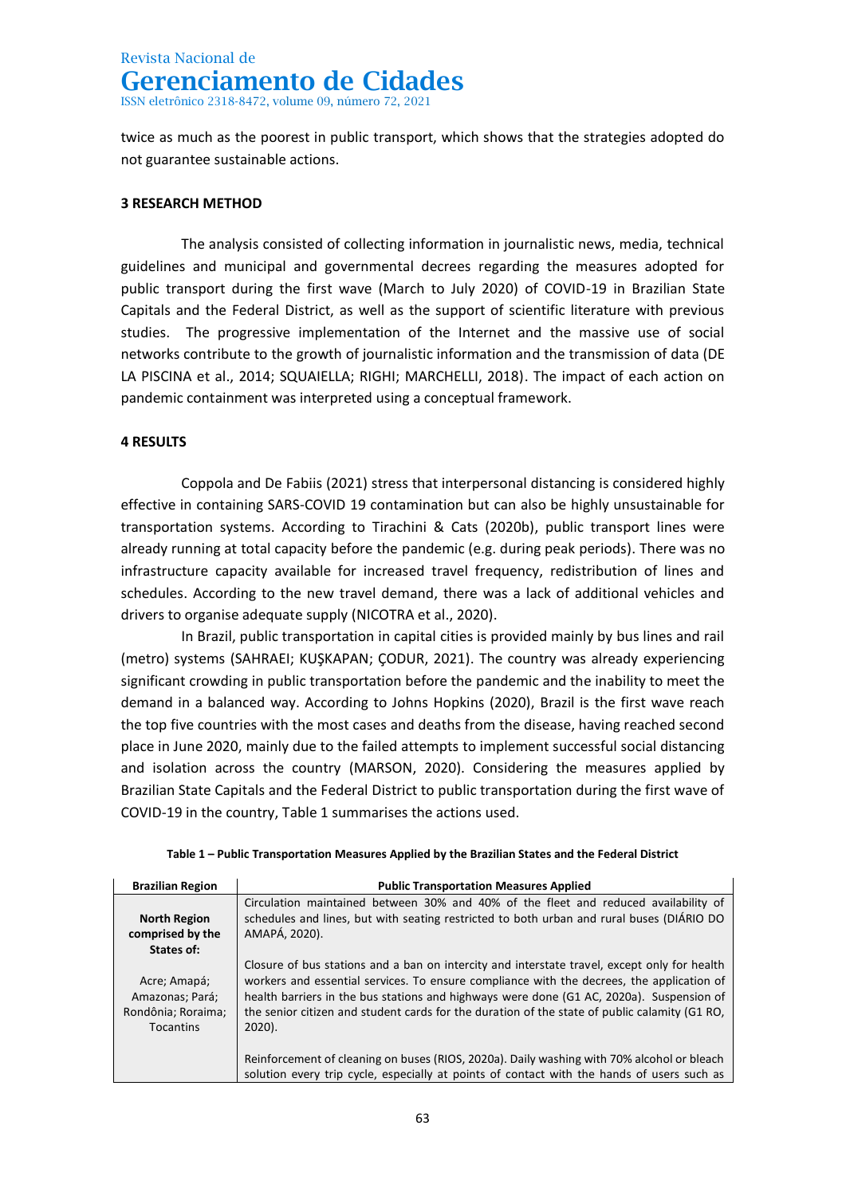twice as much as the poorest in public transport, which shows that the strategies adopted do not guarantee sustainable actions.

## 3 RESEARCH METHOD

The analysis consisted of collecting information in journalistic news, media, technical guidelines and municipal and governmental decrees regarding the measures adopted for public transport during the first wave (March to July 2020) of COVID-19 in Brazilian State Capitals and the Federal District, as well as the support of scientific literature with previous studies. The progressive implementation of the Internet and the massive use of social networks contribute to the growth of journalistic information and the transmission of data (DE LA PISCINA et al., 2014; SQUAIELLA; RIGHI; MARCHELLI, 2018). The impact of each action on pandemic containment was interpreted using a conceptual framework.

## 4 RESULTS

Coppola and De Fabiis (2021) stress that interpersonal distancing is considered highly effective in containing SARS-COVID 19 contamination but can also be highly unsustainable for transportation systems. According to Tirachini & Cats (2020b), public transport lines were already running at total capacity before the pandemic (e.g. during peak periods). There was no infrastructure capacity available for increased travel frequency, redistribution of lines and schedules. According to the new travel demand, there was a lack of additional vehicles and drivers to organise adequate supply (NICOTRA et al., 2020).

In Brazil, public transportation in capital cities is provided mainly by bus lines and rail (metro) systems (SAHRAEI; KUŞKAPAN; ÇODUR, 2021). The country was already experiencing significant crowding in public transportation before the pandemic and the inability to meet the demand in a balanced way. According to Johns Hopkins (2020), Brazil is the first wave reach the top five countries with the most cases and deaths from the disease, having reached second place in June 2020, mainly due to the failed attempts to implement successful social distancing and isolation across the country (MARSON, 2020). Considering the measures applied by Brazilian State Capitals and the Federal District to public transportation during the first wave of COVID-19 in the country, Table 1 summarises the actions used.

**Table 1 – Public Transportation Measures Applied by the Brazilian States and the Federal District**

| Brazilian Region | Public Transportation Measures Applied |
|---|---|
| **North Region comprised by the States of:**<br><br>Acre; Amapá; Amazonas; Pará; Rondônia; Roraima; Tocantins | Circulation maintained between 30% and 40% of the fleet and reduced availability of schedules and lines, but with seating restricted to both urban and rural buses (DIÁRIO DO AMAPÁ, 2020).<br><br>Closure of bus stations and a ban on intercity and interstate travel, except only for health workers and essential services. To ensure compliance with the decrees, the application of health barriers in the bus stations and highways were done (G1 AC, 2020a). Suspension of the senior citizen and student cards for the duration of the state of public calamity (G1 RO, 2020).<br><br>Reinforcement of cleaning on buses (RIOS, 2020a). Daily washing with 70% alcohol or bleach solution every trip cycle, especially at points of contact with the hands of users such as |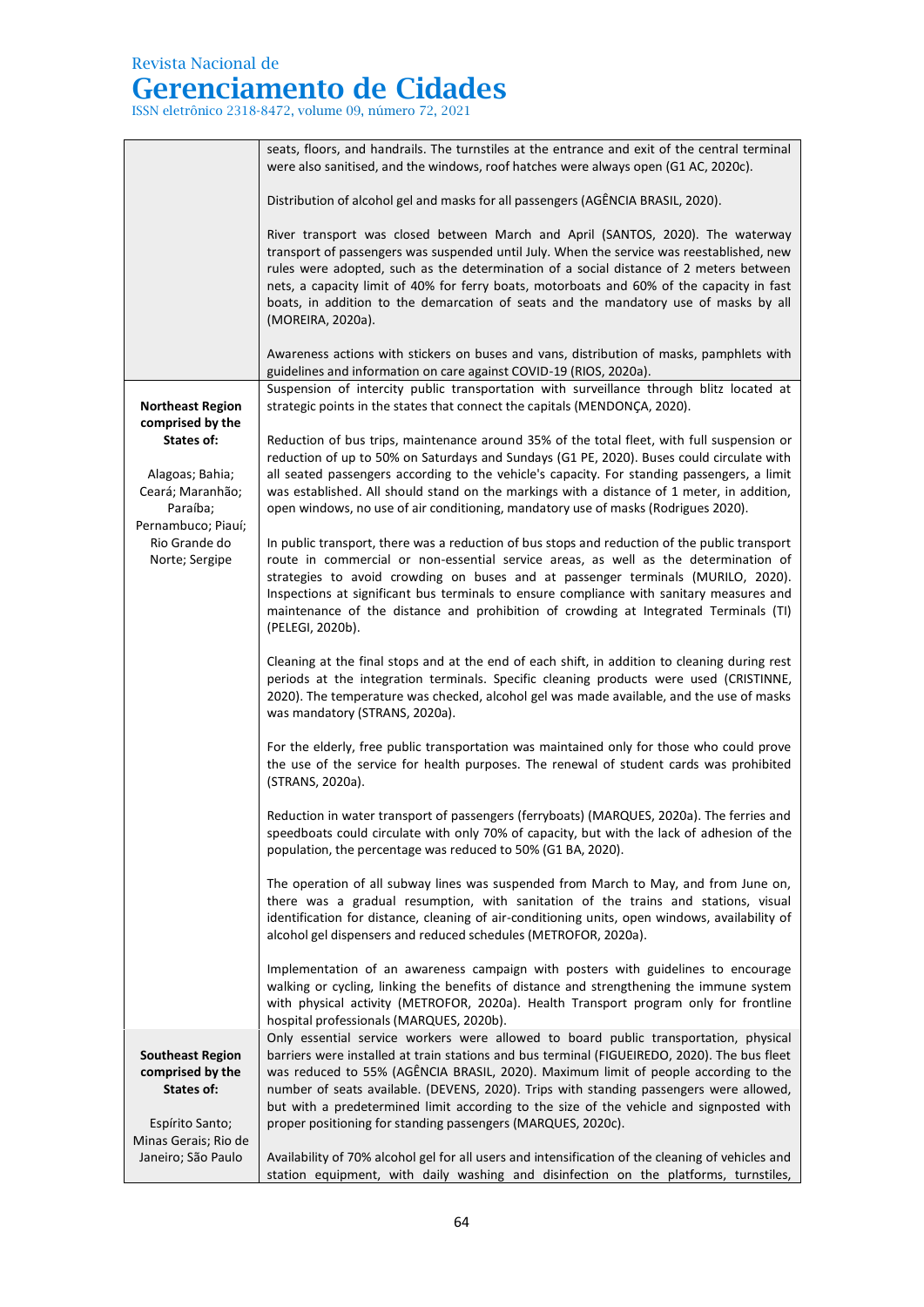| | |
|---|---|
| | seats, floors, and handrails. The turnstiles at the entrance and exit of the central terminal were also sanitised, and the windows, roof hatches were always open (G1 AC, 2020c).<br><br>Distribution of alcohol gel and masks for all passengers (AGÊNCIA BRASIL, 2020).<br><br>River transport was closed between March and April (SANTOS, 2020). The waterway transport of passengers was suspended until July. When the service was reestablished, new rules were adopted, such as the determination of a social distance of 2 meters between nets, a capacity limit of 40% for ferry boats, motorboats and 60% of the capacity in fast boats, in addition to the demarcation of seats and the mandatory use of masks by all (MOREIRA, 2020a).<br><br>Awareness actions with stickers on buses and vans, distribution of masks, pamphlets with guidelines and information on care against COVID-19 (RIOS, 2020a). |
| **Northeast Region comprised by the States of:**<br><br>Alagoas; Bahia; Ceará; Maranhão; Paraíba; Pernambuco; Piauí; Rio Grande do Norte; Sergipe | Suspension of intercity public transportation with surveillance through blitz located at strategic points in the states that connect the capitals (MENDONÇA, 2020).<br><br>Reduction of bus trips, maintenance around 35% of the total fleet, with full suspension or reduction of up to 50% on Saturdays and Sundays (G1 PE, 2020). Buses could circulate with all seated passengers according to the vehicle's capacity. For standing passengers, a limit was established. All should stand on the markings with a distance of 1 meter, in addition, open windows, no use of air conditioning, mandatory use of masks (Rodrigues 2020).<br><br>In public transport, there was a reduction of bus stops and reduction of the public transport route in commercial or non-essential service areas, as well as the determination of strategies to avoid crowding on buses and at passenger terminals (MURILO, 2020). Inspections at significant bus terminals to ensure compliance with sanitary measures and maintenance of the distance and prohibition of crowding at Integrated Terminals (TI) (PELEGI, 2020b).<br><br>Cleaning at the final stops and at the end of each shift, in addition to cleaning during rest periods at the integration terminals. Specific cleaning products were used (CRISTINNE, 2020). The temperature was checked, alcohol gel was made available, and the use of masks was mandatory (STRANS, 2020a).<br><br>For the elderly, free public transportation was maintained only for those who could prove the use of the service for health purposes. The renewal of student cards was prohibited (STRANS, 2020a).<br><br>Reduction in water transport of passengers (ferryboats) (MARQUES, 2020a). The ferries and speedboats could circulate with only 70% of capacity, but with the lack of adhesion of the population, the percentage was reduced to 50% (G1 BA, 2020).<br><br>The operation of all subway lines was suspended from March to May, and from June on, there was a gradual resumption, with sanitation of the trains and stations, visual identification for distance, cleaning of air-conditioning units, open windows, availability of alcohol gel dispensers and reduced schedules (METROFOR, 2020a).<br><br>Implementation of an awareness campaign with posters with guidelines to encourage walking or cycling, linking the benefits of distance and strengthening the immune system with physical activity (METROFOR, 2020a). Health Transport program only for frontline hospital professionals (MARQUES, 2020b). |
| **Southeast Region comprised by the States of:**<br><br>Espírito Santo; Minas Gerais; Rio de Janeiro; São Paulo | Only essential service workers were allowed to board public transportation, physical barriers were installed at train stations and bus terminal (FIGUEIREDO, 2020). The bus fleet was reduced to 55% (AGÊNCIA BRASIL, 2020). Maximum limit of people according to the number of seats available. (DEVENS, 2020). Trips with standing passengers were allowed, but with a predetermined limit according to the size of the vehicle and signposted with proper positioning for standing passengers (MARQUES, 2020c).<br><br>Availability of 70% alcohol gel for all users and intensification of the cleaning of vehicles and station equipment, with daily washing and disinfection on the platforms, turnstiles, |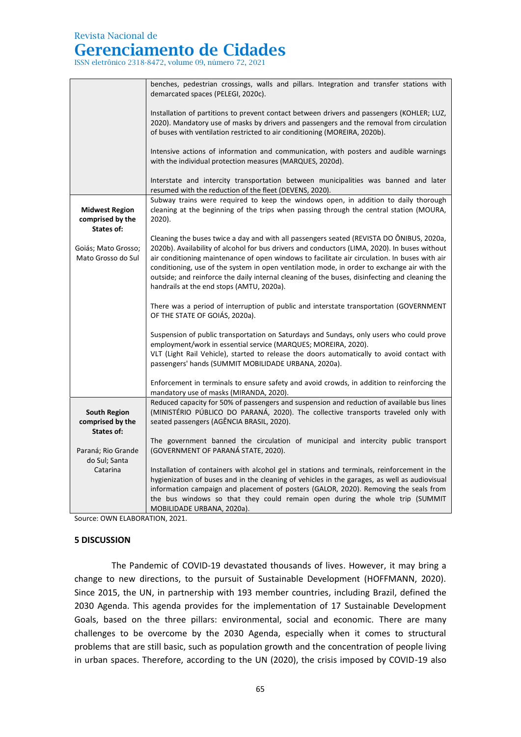| | |
|---|---|
| | benches, pedestrian crossings, walls and pillars. Integration and transfer stations with demarcated spaces (PELEGI, 2020c).<br><br>Installation of partitions to prevent contact between drivers and passengers (KOHLER; LUZ, 2020). Mandatory use of masks by drivers and passengers and the removal from circulation of buses with ventilation restricted to air conditioning (MOREIRA, 2020b).<br><br>Intensive actions of information and communication, with posters and audible warnings with the individual protection measures (MARQUES, 2020d).<br><br>Interstate and intercity transportation between municipalities was banned and later resumed with the reduction of the fleet (DEVENS, 2020). |
| **Midwest Region comprised by the States of:**<br><br>Goiás; Mato Grosso; Mato Grosso do Sul | Subway trains were required to keep the windows open, in addition to daily thorough cleaning at the beginning of the trips when passing through the central station (MOURA, 2020).<br><br>Cleaning the buses twice a day and with all passengers seated (REVISTA DO ÔNIBUS, 2020a, 2020b). Availability of alcohol for bus drivers and conductors (LIMA, 2020). In buses without air conditioning maintenance of open windows to facilitate air circulation. In buses with air conditioning, use of the system in open ventilation mode, in order to exchange air with the outside; and reinforce the daily internal cleaning of the buses, disinfecting and cleaning the handrails at the end stops (AMTU, 2020a).<br><br>There was a period of interruption of public and interstate transportation (GOVERNMENT OF THE STATE OF GOIÁS, 2020a).<br><br>Suspension of public transportation on Saturdays and Sundays, only users who could prove employment/work in essential service (MARQUES; MOREIRA, 2020).<br>VLT (Light Rail Vehicle), started to release the doors automatically to avoid contact with passengers' hands (SUMMIT MOBILIDADE URBANA, 2020a).<br><br>Enforcement in terminals to ensure safety and avoid crowds, in addition to reinforcing the mandatory use of masks (MIRANDA, 2020). |
| **South Region comprised by the States of:**<br><br>Paraná; Rio Grande do Sul; Santa Catarina | Reduced capacity for 50% of passengers and suspension and reduction of available bus lines (MINISTÉRIO PÚBLICO DO PARANÁ, 2020). The collective transports traveled only with seated passengers (AGÊNCIA BRASIL, 2020).<br><br>The government banned the circulation of municipal and intercity public transport (GOVERNMENT OF PARANÁ STATE, 2020).<br><br>Installation of containers with alcohol gel in stations and terminals, reinforcement in the hygienization of buses and in the cleaning of vehicles in the garages, as well as audiovisual information campaign and placement of posters (GALOR, 2020). Removing the seals from the bus windows so that they could remain open during the whole trip (SUMMIT MOBILIDADE URBANA, 2020a). |

Source: OWN ELABORATION, 2021.

## 5 DISCUSSION

The Pandemic of COVID-19 devastated thousands of lives. However, it may bring a change to new directions, to the pursuit of Sustainable Development (HOFFMANN, 2020). Since 2015, the UN, in partnership with 193 member countries, including Brazil, defined the 2030 Agenda. This agenda provides for the implementation of 17 Sustainable Development Goals, based on the three pillars: environmental, social and economic. There are many challenges to be overcome by the 2030 Agenda, especially when it comes to structural problems that are still basic, such as population growth and the concentration of people living in urban spaces. Therefore, according to the UN (2020), the crisis imposed by COVID-19 also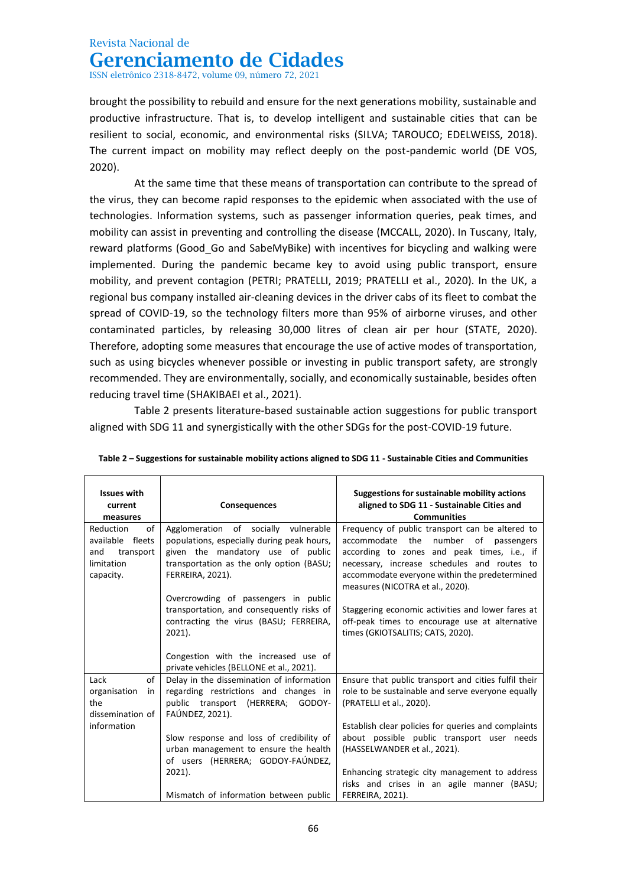brought the possibility to rebuild and ensure for the next generations mobility, sustainable and productive infrastructure. That is, to develop intelligent and sustainable cities that can be resilient to social, economic, and environmental risks (SILVA; TAROUCO; EDELWEISS, 2018). The current impact on mobility may reflect deeply on the post-pandemic world (DE VOS, 2020).

At the same time that these means of transportation can contribute to the spread of the virus, they can become rapid responses to the epidemic when associated with the use of technologies. Information systems, such as passenger information queries, peak times, and mobility can assist in preventing and controlling the disease (MCCALL, 2020). In Tuscany, Italy, reward platforms (Good_Go and SabeMyBike) with incentives for bicycling and walking were implemented. During the pandemic became key to avoid using public transport, ensure mobility, and prevent contagion (PETRI; PRATELLI, 2019; PRATELLI et al., 2020). In the UK, a regional bus company installed air-cleaning devices in the driver cabs of its fleet to combat the spread of COVID-19, so the technology filters more than 95% of airborne viruses, and other contaminated particles, by releasing 30,000 litres of clean air per hour (STATE, 2020). Therefore, adopting some measures that encourage the use of active modes of transportation, such as using bicycles whenever possible or investing in public transport safety, are strongly recommended. They are environmentally, socially, and economically sustainable, besides often reducing travel time (SHAKIBAEI et al., 2021).

Table 2 presents literature-based sustainable action suggestions for public transport aligned with SDG 11 and synergistically with the other SDGs for the post-COVID-19 future.

**Table 2 – Suggestions for sustainable mobility actions aligned to SDG 11 - Sustainable Cities and Communities**

| Issues with current measures | Consequences | Suggestions for sustainable mobility actions aligned to SDG 11 - Sustainable Cities and Communities |
|---|---|---|
| Reduction of available fleets and transport limitation capacity. | Agglomeration of socially vulnerable populations, especially during peak hours, given the mandatory use of public transportation as the only option (BASU; FERREIRA, 2021).<br><br>Overcrowding of passengers in public transportation, and consequently risks of contracting the virus (BASU; FERREIRA, 2021).<br><br>Congestion with the increased use of private vehicles (BELLONE et al., 2021). | Frequency of public transport can be altered to accommodate the number of passengers according to zones and peak times, i.e., if necessary, increase schedules and routes to accommodate everyone within the predetermined measures (NICOTRA et al., 2020).<br><br>Staggering economic activities and lower fares at off-peak times to encourage use at alternative times (GKIOTSALITIS; CATS, 2020). |
| Lack of organisation in the dissemination of information | Delay in the dissemination of information regarding restrictions and changes in public transport (HERRERA; GODOY-FAÚNDEZ, 2021).<br><br>Slow response and loss of credibility of urban management to ensure the health of users (HERRERA; GODOY-FAÚNDEZ, 2021).<br><br>Mismatch of information between public | Ensure that public transport and cities fulfil their role to be sustainable and serve everyone equally (PRATELLI et al., 2020).<br><br>Establish clear policies for queries and complaints about possible public transport user needs (HASSELWANDER et al., 2021).<br><br>Enhancing strategic city management to address risks and crises in an agile manner (BASU; FERREIRA, 2021). |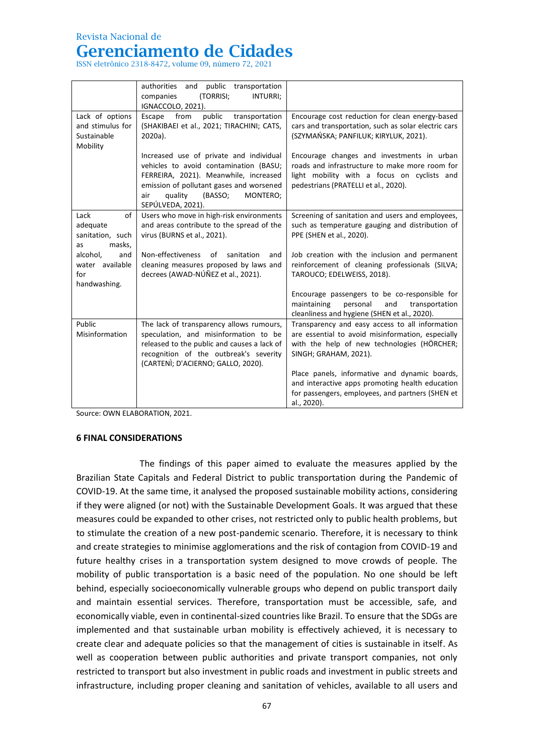| | authorities and public transportation companies (TORRISI; INTURRI; IGNACCOLO, 2021). | |
|---|---|---|
| Lack of options and stimulus for Sustainable Mobility | Escape from public transportation (SHAKIBAEI et al., 2021; TIRACHINI; CATS, 2020a). | Encourage cost reduction for clean energy-based cars and transportation, such as solar electric cars (SZYMAŃSKA; PANFILUK; KIRYLUK, 2021). |
| | Increased use of private and individual vehicles to avoid contamination (BASU; FERREIRA, 2021). Meanwhile, increased emission of pollutant gases and worsened air quality (BASSO; MONTERO; SEPÚLVEDA, 2021). | Encourage changes and investments in urban roads and infrastructure to make more room for light mobility with a focus on cyclists and pedestrians (PRATELLI et al., 2020). |
| Lack of adequate sanitation, such as masks, alcohol, and water available for handwashing. | Users who move in high-risk environments and areas contribute to the spread of the virus (BURNS et al., 2021). | Screening of sanitation and users and employees, such as temperature gauging and distribution of PPE (SHEN et al., 2020). |
| | Non-effectiveness of sanitation and cleaning measures proposed by laws and decrees (AWAD-NÚÑEZ et al., 2021). | Job creation with the inclusion and permanent reinforcement of cleaning professionals (SILVA; TAROUCO; EDELWEISS, 2018). |
| | | Encourage passengers to be co-responsible for maintaining personal and transportation cleanliness and hygiene (SHEN et al., 2020). |
| Public Misinformation | The lack of transparency allows rumours, speculation, and misinformation to be released to the public and causes a lack of recognition of the outbreak's severity (CARTENÌ; D'ACIERNO; GALLO, 2020). | Transparency and easy access to all information are essential to avoid misinformation, especially with the help of new technologies (HÖRCHER; SINGH; GRAHAM, 2021). |
| | | Place panels, informative and dynamic boards, and interactive apps promoting health education for passengers, employees, and partners (SHEN et al., 2020). |

Source: OWN ELABORATION, 2021.

## 6 FINAL CONSIDERATIONS

The findings of this paper aimed to evaluate the measures applied by the Brazilian State Capitals and Federal District to public transportation during the Pandemic of COVID-19. At the same time, it analysed the proposed sustainable mobility actions, considering if they were aligned (or not) with the Sustainable Development Goals. It was argued that these measures could be expanded to other crises, not restricted only to public health problems, but to stimulate the creation of a new post-pandemic scenario. Therefore, it is necessary to think and create strategies to minimise agglomerations and the risk of contagion from COVID-19 and future healthy crises in a transportation system designed to move crowds of people. The mobility of public transportation is a basic need of the population. No one should be left behind, especially socioeconomically vulnerable groups who depend on public transport daily and maintain essential services. Therefore, transportation must be accessible, safe, and economically viable, even in continental-sized countries like Brazil. To ensure that the SDGs are implemented and that sustainable urban mobility is effectively achieved, it is necessary to create clear and adequate policies so that the management of cities is sustainable in itself. As well as cooperation between public authorities and private transport companies, not only restricted to transport but also investment in public roads and investment in public streets and infrastructure, including proper cleaning and sanitation of vehicles, available to all users and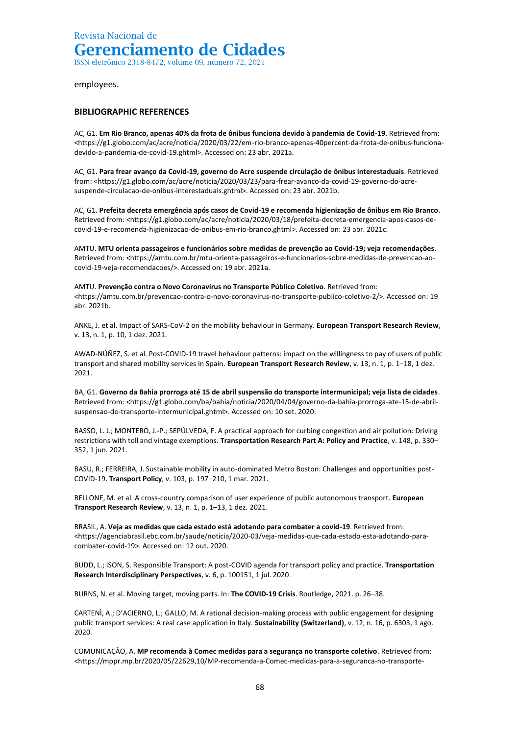employees.

## BIBLIOGRAPHIC REFERENCES

AC, G1. **Em Rio Branco, apenas 40% da frota de ônibus funciona devido à pandemia de Covid-19**. Retrieved from: <https://g1.globo.com/ac/acre/noticia/2020/03/22/em-rio-branco-apenas-40percent-da-frota-de-onibus-funciona-devido-a-pandemia-de-covid-19.ghtml>. Accessed on: 23 abr. 2021a.

AC, G1. **Para frear avanço da Covid-19, governo do Acre suspende circulação de ônibus interestaduais**. Retrieved from: <https://g1.globo.com/ac/acre/noticia/2020/03/23/para-frear-avanco-da-covid-19-governo-do-acre-suspende-circulacao-de-onibus-interestaduais.ghtml>. Accessed on: 23 abr. 2021b.

AC, G1. **Prefeita decreta emergência após casos de Covid-19 e recomenda higienização de ônibus em Rio Branco**. Retrieved from: <https://g1.globo.com/ac/acre/noticia/2020/03/18/prefeita-decreta-emergencia-apos-casos-de-covid-19-e-recomenda-higienizacao-de-onibus-em-rio-branco.ghtml>. Accessed on: 23 abr. 2021c.

AMTU. **MTU orienta passageiros e funcionários sobre medidas de prevenção ao Covid-19; veja recomendações**. Retrieved from: <https://amtu.com.br/mtu-orienta-passageiros-e-funcionarios-sobre-medidas-de-prevencao-ao-covid-19-veja-recomendacoes/>. Accessed on: 19 abr. 2021a.

AMTU. **Prevenção contra o Novo Coronavírus no Transporte Público Coletivo**. Retrieved from: <https://amtu.com.br/prevencao-contra-o-novo-coronavirus-no-transporte-publico-coletivo-2/>. Accessed on: 19 abr. 2021b.

ANKE, J. et al. Impact of SARS-CoV-2 on the mobility behaviour in Germany. **European Transport Research Review**, v. 13, n. 1, p. 10, 1 dez. 2021.

AWAD-NÚÑEZ, S. et al. Post-COVID-19 travel behaviour patterns: impact on the willingness to pay of users of public transport and shared mobility services in Spain. **European Transport Research Review**, v. 13, n. 1, p. 1–18, 1 dez. 2021.

BA, G1. **Governo da Bahia prorroga até 15 de abril suspensão do transporte intermunicipal; veja lista de cidades**. Retrieved from: <https://g1.globo.com/ba/bahia/noticia/2020/04/04/governo-da-bahia-prorroga-ate-15-de-abril-suspensao-do-transporte-intermunicipal.ghtml>. Accessed on: 10 set. 2020.

BASSO, L. J.; MONTERO, J.-P.; SEPÚLVEDA, F. A practical approach for curbing congestion and air pollution: Driving restrictions with toll and vintage exemptions. **Transportation Research Part A: Policy and Practice**, v. 148, p. 330–352, 1 jun. 2021.

BASU, R.; FERREIRA, J. Sustainable mobility in auto-dominated Metro Boston: Challenges and opportunities post-COVID-19. **Transport Policy**, v. 103, p. 197–210, 1 mar. 2021.

BELLONE, M. et al. A cross-country comparison of user experience of public autonomous transport. **European Transport Research Review**, v. 13, n. 1, p. 1–13, 1 dez. 2021.

BRASIL, A. **Veja as medidas que cada estado está adotando para combater a covid-19**. Retrieved from: <https://agenciabrasil.ebc.com.br/saude/noticia/2020-03/veja-medidas-que-cada-estado-esta-adotando-para-combater-covid-19>. Accessed on: 12 out. 2020.

BUDD, L.; ISON, S. Responsible Transport: A post-COVID agenda for transport policy and practice. **Transportation Research Interdisciplinary Perspectives**, v. 6, p. 100151, 1 jul. 2020.

BURNS, N. et al. Moving target, moving parts. In: **The COVID-19 Crisis**. Routledge, 2021. p. 26–38.

CARTENÌ, A.; D'ACIERNO, L.; GALLO, M. A rational decision-making process with public engagement for designing public transport services: A real case application in Italy. **Sustainability (Switzerland)**, v. 12, n. 16, p. 6303, 1 ago. 2020.

COMUNICAÇÃO, A. **MP recomenda à Comec medidas para a segurança no transporte coletivo**. Retrieved from: <https://mppr.mp.br/2020/05/22629,10/MP-recomenda-a-Comec-medidas-para-a-seguranca-no-transporte-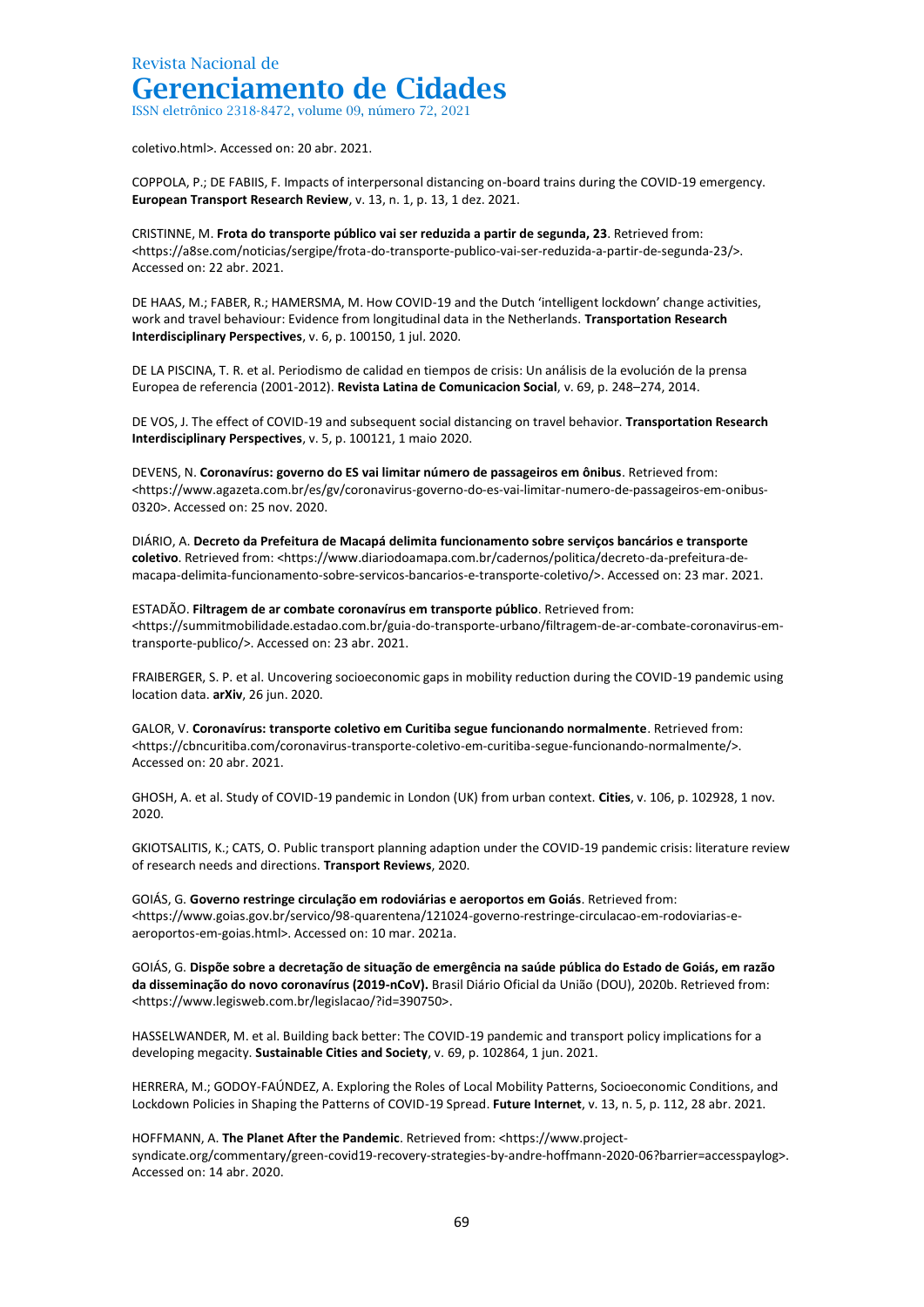coletivo.html>. Accessed on: 20 abr. 2021.

COPPOLA, P.; DE FABIIS, F. Impacts of interpersonal distancing on-board trains during the COVID-19 emergency. **European Transport Research Review**, v. 13, n. 1, p. 13, 1 dez. 2021.

CRISTINNE, M. **Frota do transporte público vai ser reduzida a partir de segunda, 23**. Retrieved from: <https://a8se.com/noticias/sergipe/frota-do-transporte-publico-vai-ser-reduzida-a-partir-de-segunda-23/>. Accessed on: 22 abr. 2021.

DE HAAS, M.; FABER, R.; HAMERSMA, M. How COVID-19 and the Dutch 'intelligent lockdown' change activities, work and travel behaviour: Evidence from longitudinal data in the Netherlands. **Transportation Research Interdisciplinary Perspectives**, v. 6, p. 100150, 1 jul. 2020.

DE LA PISCINA, T. R. et al. Periodismo de calidad en tiempos de crisis: Un análisis de la evolución de la prensa Europea de referencia (2001-2012). **Revista Latina de Comunicacion Social**, v. 69, p. 248–274, 2014.

DE VOS, J. The effect of COVID-19 and subsequent social distancing on travel behavior. **Transportation Research Interdisciplinary Perspectives**, v. 5, p. 100121, 1 maio 2020.

DEVENS, N. **Coronavírus: governo do ES vai limitar número de passageiros em ônibus**. Retrieved from: <https://www.agazeta.com.br/es/gv/coronavirus-governo-do-es-vai-limitar-numero-de-passageiros-em-onibus-0320>. Accessed on: 25 nov. 2020.

DIÁRIO, A. **Decreto da Prefeitura de Macapá delimita funcionamento sobre serviços bancários e transporte coletivo**. Retrieved from: <https://www.diariodoamapa.com.br/cadernos/politica/decreto-da-prefeitura-de-macapa-delimita-funcionamento-sobre-servicos-bancarios-e-transporte-coletivo/>. Accessed on: 23 mar. 2021.

ESTADÃO. **Filtragem de ar combate coronavírus em transporte público**. Retrieved from: <https://summitmobilidade.estadao.com.br/guia-do-transporte-urbano/filtragem-de-ar-combate-coronavirus-em-transporte-publico/>. Accessed on: 23 abr. 2021.

FRAIBERGER, S. P. et al. Uncovering socioeconomic gaps in mobility reduction during the COVID-19 pandemic using location data. **arXiv**, 26 jun. 2020.

GALOR, V. **Coronavírus: transporte coletivo em Curitiba segue funcionando normalmente**. Retrieved from: <https://cbncuritiba.com/coronavirus-transporte-coletivo-em-curitiba-segue-funcionando-normalmente/>. Accessed on: 20 abr. 2021.

GHOSH, A. et al. Study of COVID-19 pandemic in London (UK) from urban context. **Cities**, v. 106, p. 102928, 1 nov. 2020.

GKIOTSALITIS, K.; CATS, O. Public transport planning adaption under the COVID-19 pandemic crisis: literature review of research needs and directions. **Transport Reviews**, 2020.

GOIÁS, G. **Governo restringe circulação em rodoviárias e aeroportos em Goiás**. Retrieved from: <https://www.goias.gov.br/servico/98-quarentena/121024-governo-restringe-circulacao-em-rodoviarias-e-aeroportos-em-goias.html>. Accessed on: 10 mar. 2021a.

GOIÁS, G. **Dispõe sobre a decretação de situação de emergência na saúde pública do Estado de Goiás, em razão da disseminação do novo coronavírus (2019-nCoV).** Brasil Diário Oficial da União (DOU), 2020b. Retrieved from: <https://www.legisweb.com.br/legislacao/?id=390750>.

HASSELWANDER, M. et al. Building back better: The COVID-19 pandemic and transport policy implications for a developing megacity. **Sustainable Cities and Society**, v. 69, p. 102864, 1 jun. 2021.

HERRERA, M.; GODOY-FAÚNDEZ, A. Exploring the Roles of Local Mobility Patterns, Socioeconomic Conditions, and Lockdown Policies in Shaping the Patterns of COVID-19 Spread. **Future Internet**, v. 13, n. 5, p. 112, 28 abr. 2021.

HOFFMANN, A. **The Planet After the Pandemic**. Retrieved from: <https://www.project-syndicate.org/commentary/green-covid19-recovery-strategies-by-andre-hoffmann-2020-06?barrier=accesspaylog>. Accessed on: 14 abr. 2020.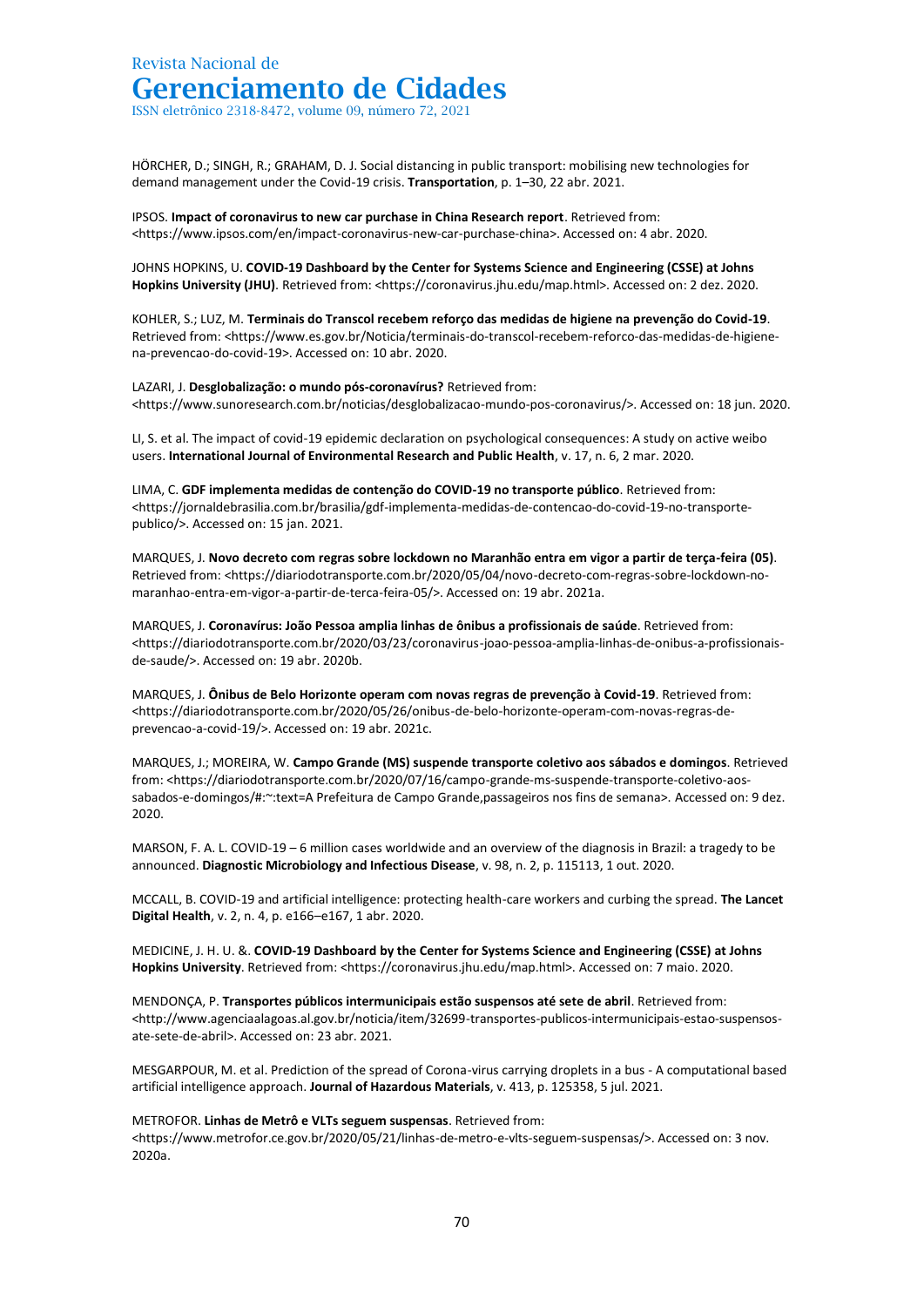HÖRCHER, D.; SINGH, R.; GRAHAM, D. J. Social distancing in public transport: mobilising new technologies for demand management under the Covid-19 crisis. **Transportation**, p. 1–30, 22 abr. 2021.

IPSOS. **Impact of coronavirus to new car purchase in China Research report**. Retrieved from: <https://www.ipsos.com/en/impact-coronavirus-new-car-purchase-china>. Accessed on: 4 abr. 2020.

JOHNS HOPKINS, U. **COVID-19 Dashboard by the Center for Systems Science and Engineering (CSSE) at Johns Hopkins University (JHU)**. Retrieved from: <https://coronavirus.jhu.edu/map.html>. Accessed on: 2 dez. 2020.

KOHLER, S.; LUZ, M. **Terminais do Transcol recebem reforço das medidas de higiene na prevenção do Covid-19**. Retrieved from: <https://www.es.gov.br/Noticia/terminais-do-transcol-recebem-reforco-das-medidas-de-higiene-na-prevencao-do-covid-19>. Accessed on: 10 abr. 2020.

LAZARI, J. **Desglobalização: o mundo pós-coronavírus?** Retrieved from: <https://www.sunoresearch.com.br/noticias/desglobalizacao-mundo-pos-coronavirus/>. Accessed on: 18 jun. 2020.

LI, S. et al. The impact of covid-19 epidemic declaration on psychological consequences: A study on active weibo users. **International Journal of Environmental Research and Public Health**, v. 17, n. 6, 2 mar. 2020.

LIMA, C. **GDF implementa medidas de contenção do COVID-19 no transporte público**. Retrieved from: <https://jornaldebrasilia.com.br/brasilia/gdf-implementa-medidas-de-contencao-do-covid-19-no-transporte-publico/>. Accessed on: 15 jan. 2021.

MARQUES, J. **Novo decreto com regras sobre lockdown no Maranhão entra em vigor a partir de terça-feira (05)**. Retrieved from: <https://diariodotransporte.com.br/2020/05/04/novo-decreto-com-regras-sobre-lockdown-no-maranhao-entra-em-vigor-a-partir-de-terca-feira-05/>. Accessed on: 19 abr. 2021a.

MARQUES, J. **Coronavírus: João Pessoa amplia linhas de ônibus a profissionais de saúde**. Retrieved from: <https://diariodotransporte.com.br/2020/03/23/coronavirus-joao-pessoa-amplia-linhas-de-onibus-a-profissionais-de-saude/>. Accessed on: 19 abr. 2020b.

MARQUES, J. **Ônibus de Belo Horizonte operam com novas regras de prevenção à Covid-19**. Retrieved from: <https://diariodotransporte.com.br/2020/05/26/onibus-de-belo-horizonte-operam-com-novas-regras-de-prevencao-a-covid-19/>. Accessed on: 19 abr. 2021c.

MARQUES, J.; MOREIRA, W. **Campo Grande (MS) suspende transporte coletivo aos sábados e domingos**. Retrieved from: <https://diariodotransporte.com.br/2020/07/16/campo-grande-ms-suspende-transporte-coletivo-aos-sabados-e-domingos/#:~:text=A Prefeitura de Campo Grande,passageiros nos fins de semana>. Accessed on: 9 dez. 2020.

MARSON, F. A. L. COVID-19 – 6 million cases worldwide and an overview of the diagnosis in Brazil: a tragedy to be announced. **Diagnostic Microbiology and Infectious Disease**, v. 98, n. 2, p. 115113, 1 out. 2020.

MCCALL, B. COVID-19 and artificial intelligence: protecting health-care workers and curbing the spread. **The Lancet Digital Health**, v. 2, n. 4, p. e166–e167, 1 abr. 2020.

MEDICINE, J. H. U. &. **COVID-19 Dashboard by the Center for Systems Science and Engineering (CSSE) at Johns Hopkins University**. Retrieved from: <https://coronavirus.jhu.edu/map.html>. Accessed on: 7 maio. 2020.

MENDONÇA, P. **Transportes públicos intermunicipais estão suspensos até sete de abril**. Retrieved from: <http://www.agenciaalagoas.al.gov.br/noticia/item/32699-transportes-publicos-intermunicipais-estao-suspensos-ate-sete-de-abril>. Accessed on: 23 abr. 2021.

MESGARPOUR, M. et al. Prediction of the spread of Corona-virus carrying droplets in a bus - A computational based artificial intelligence approach. **Journal of Hazardous Materials**, v. 413, p. 125358, 5 jul. 2021.

METROFOR. **Linhas de Metrô e VLTs seguem suspensas**. Retrieved from: <https://www.metrofor.ce.gov.br/2020/05/21/linhas-de-metro-e-vlts-seguem-suspensas/>. Accessed on: 3 nov. 2020a.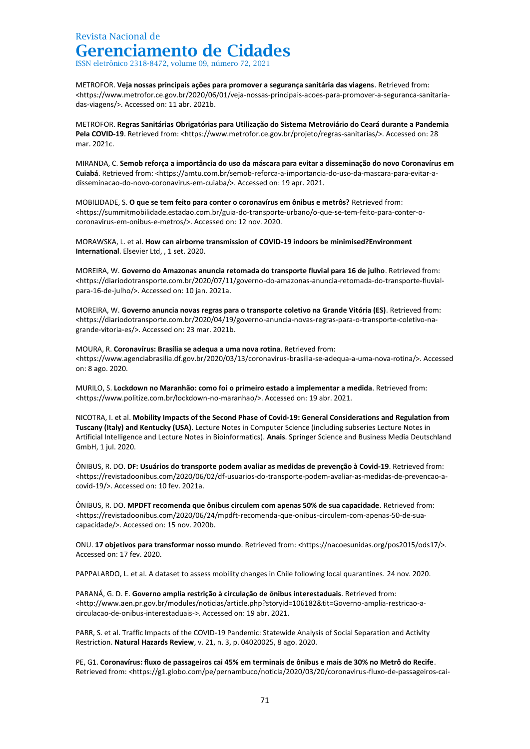METROFOR. **Veja nossas principais ações para promover a segurança sanitária das viagens**. Retrieved from: <https://www.metrofor.ce.gov.br/2020/06/01/veja-nossas-principais-acoes-para-promover-a-seguranca-sanitaria-das-viagens/>. Accessed on: 11 abr. 2021b.

METROFOR. **Regras Sanitárias Obrigatórias para Utilização do Sistema Metroviário do Ceará durante a Pandemia Pela COVID-19**. Retrieved from: <https://www.metrofor.ce.gov.br/projeto/regras-sanitarias/>. Accessed on: 28 mar. 2021c.

MIRANDA, C. **Semob reforça a importância do uso da máscara para evitar a disseminação do novo Coronavírus em Cuiabá**. Retrieved from: <https://amtu.com.br/semob-reforca-a-importancia-do-uso-da-mascara-para-evitar-a-disseminacao-do-novo-coronavirus-em-cuiaba/>. Accessed on: 19 apr. 2021.

MOBILIDADE, S. **O que se tem feito para conter o coronavírus em ônibus e metrôs?** Retrieved from: <https://summitmobilidade.estadao.com.br/guia-do-transporte-urbano/o-que-se-tem-feito-para-conter-o-coronavirus-em-onibus-e-metros/>. Accessed on: 12 nov. 2020.

MORAWSKA, L. et al. **How can airborne transmission of COVID-19 indoors be minimised?Environment International**. Elsevier Ltd, , 1 set. 2020.

MOREIRA, W. **Governo do Amazonas anuncia retomada do transporte fluvial para 16 de julho**. Retrieved from: <https://diariodotransporte.com.br/2020/07/11/governo-do-amazonas-anuncia-retomada-do-transporte-fluvial-para-16-de-julho/>. Accessed on: 10 jan. 2021a.

MOREIRA, W. **Governo anuncia novas regras para o transporte coletivo na Grande Vitória (ES)**. Retrieved from: <https://diariodotransporte.com.br/2020/04/19/governo-anuncia-novas-regras-para-o-transporte-coletivo-na-grande-vitoria-es/>. Accessed on: 23 mar. 2021b.

MOURA, R. **Coronavírus: Brasília se adequa a uma nova rotina**. Retrieved from: <https://www.agenciabrasilia.df.gov.br/2020/03/13/coronavirus-brasilia-se-adequa-a-uma-nova-rotina/>. Accessed on: 8 ago. 2020.

MURILO, S. **Lockdown no Maranhão: como foi o primeiro estado a implementar a medida**. Retrieved from: <https://www.politize.com.br/lockdown-no-maranhao/>. Accessed on: 19 abr. 2021.

NICOTRA, I. et al. **Mobility Impacts of the Second Phase of Covid-19: General Considerations and Regulation from Tuscany (Italy) and Kentucky (USA)**. Lecture Notes in Computer Science (including subseries Lecture Notes in Artificial Intelligence and Lecture Notes in Bioinformatics). **Anais**. Springer Science and Business Media Deutschland GmbH, 1 jul. 2020.

ÔNIBUS, R. DO. **DF: Usuários do transporte podem avaliar as medidas de prevenção à Covid-19**. Retrieved from: <https://revistadoonibus.com/2020/06/02/df-usuarios-do-transporte-podem-avaliar-as-medidas-de-prevencao-a-covid-19/>. Accessed on: 10 fev. 2021a.

ÔNIBUS, R. DO. **MPDFT recomenda que ônibus circulem com apenas 50% de sua capacidade**. Retrieved from: <https://revistadoonibus.com/2020/06/24/mpdft-recomenda-que-onibus-circulem-com-apenas-50-de-sua-capacidade/>. Accessed on: 15 nov. 2020b.

ONU. **17 objetivos para transformar nosso mundo**. Retrieved from: <https://nacoesunidas.org/pos2015/ods17/>. Accessed on: 17 fev. 2020.

PAPPALARDO, L. et al. A dataset to assess mobility changes in Chile following local quarantines. 24 nov. 2020.

PARANÁ, G. D. E. **Governo amplia restrição à circulação de ônibus interestaduais**. Retrieved from: <http://www.aen.pr.gov.br/modules/noticias/article.php?storyid=106182&tit=Governo-amplia-restricao-a-circulacao-de-onibus-interestaduais->. Accessed on: 19 abr. 2021.

PARR, S. et al. Traffic Impacts of the COVID-19 Pandemic: Statewide Analysis of Social Separation and Activity Restriction. **Natural Hazards Review**, v. 21, n. 3, p. 04020025, 8 ago. 2020.

PE, G1. **Coronavírus: fluxo de passageiros cai 45% em terminais de ônibus e mais de 30% no Metrô do Recife**. Retrieved from: <https://g1.globo.com/pe/pernambuco/noticia/2020/03/20/coronavirus-fluxo-de-passageiros-cai-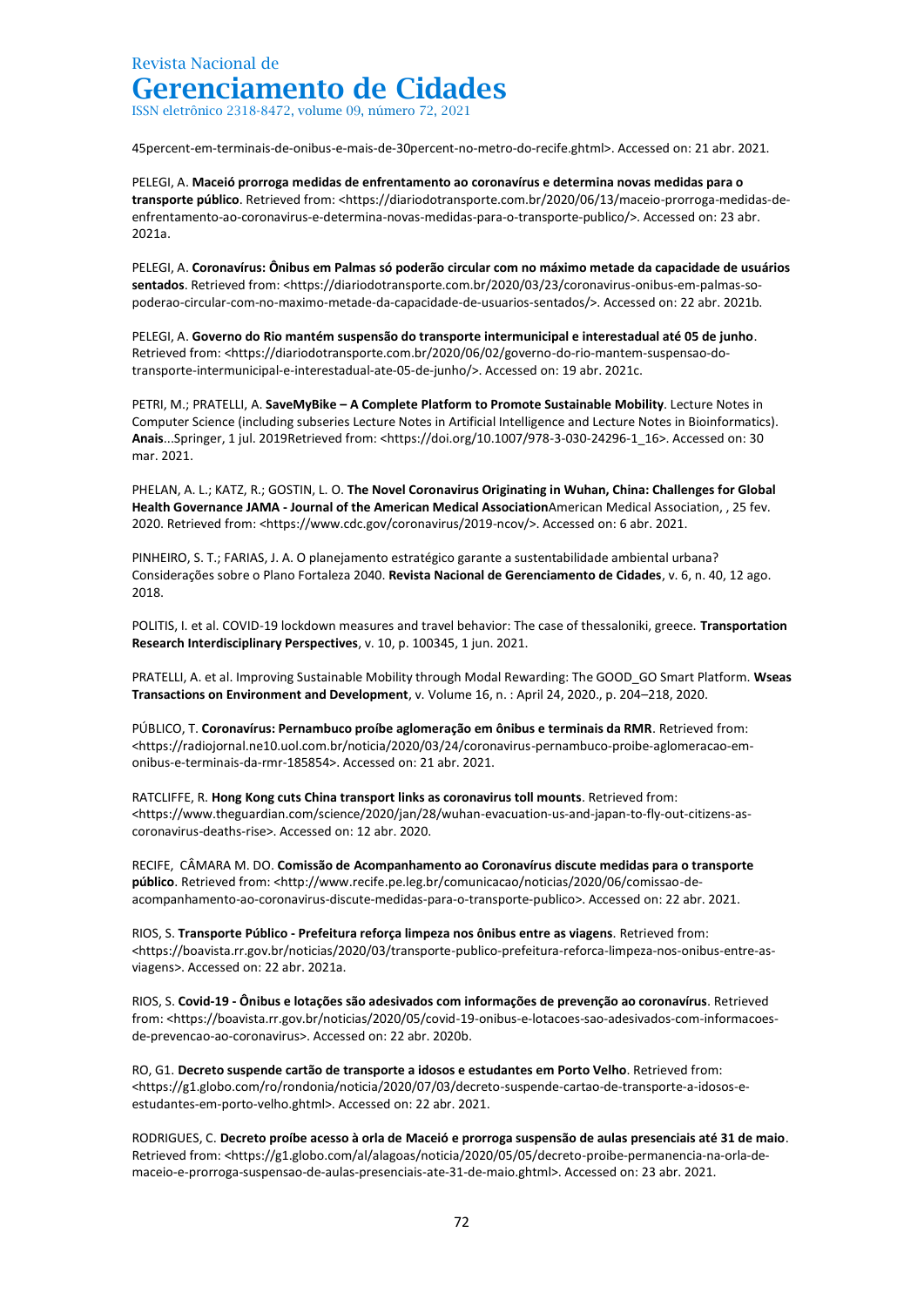45percent-em-terminais-de-onibus-e-mais-de-30percent-no-metro-do-recife.ghtml>. Accessed on: 21 abr. 2021.

PELEGI, A. **Maceió prorroga medidas de enfrentamento ao coronavírus e determina novas medidas para o transporte público**. Retrieved from: <https://diariodotransporte.com.br/2020/06/13/maceio-prorroga-medidas-de-enfrentamento-ao-coronavirus-e-determina-novas-medidas-para-o-transporte-publico/>. Accessed on: 23 abr. 2021a.

PELEGI, A. **Coronavírus: Ônibus em Palmas só poderão circular com no máximo metade da capacidade de usuários sentados**. Retrieved from: <https://diariodotransporte.com.br/2020/03/23/coronavirus-onibus-em-palmas-so-poderao-circular-com-no-maximo-metade-da-capacidade-de-usuarios-sentados/>. Accessed on: 22 abr. 2021b.

PELEGI, A. **Governo do Rio mantém suspensão do transporte intermunicipal e interestadual até 05 de junho**. Retrieved from: <https://diariodotransporte.com.br/2020/06/02/governo-do-rio-mantem-suspensao-do-transporte-intermunicipal-e-interestadual-ate-05-de-junho/>. Accessed on: 19 abr. 2021c.

PETRI, M.; PRATELLI, A. **SaveMyBike – A Complete Platform to Promote Sustainable Mobility**. Lecture Notes in Computer Science (including subseries Lecture Notes in Artificial Intelligence and Lecture Notes in Bioinformatics). **Anais**...Springer, 1 jul. 2019Retrieved from: <https://doi.org/10.1007/978-3-030-24296-1_16>. Accessed on: 30 mar. 2021.

PHELAN, A. L.; KATZ, R.; GOSTIN, L. O. **The Novel Coronavirus Originating in Wuhan, China: Challenges for Global Health Governance JAMA - Journal of the American Medical Association**American Medical Association, , 25 fev. 2020. Retrieved from: <https://www.cdc.gov/coronavirus/2019-ncov/>. Accessed on: 6 abr. 2021.

PINHEIRO, S. T.; FARIAS, J. A. O planejamento estratégico garante a sustentabilidade ambiental urbana? Considerações sobre o Plano Fortaleza 2040. **Revista Nacional de Gerenciamento de Cidades**, v. 6, n. 40, 12 ago. 2018.

POLITIS, I. et al. COVID-19 lockdown measures and travel behavior: The case of thessaloniki, greece. **Transportation Research Interdisciplinary Perspectives**, v. 10, p. 100345, 1 jun. 2021.

PRATELLI, A. et al. Improving Sustainable Mobility through Modal Rewarding: The GOOD_GO Smart Platform. **Wseas Transactions on Environment and Development**, v. Volume 16, n. : April 24, 2020., p. 204–218, 2020.

PÚBLICO, T. **Coronavírus: Pernambuco proíbe aglomeração em ônibus e terminais da RMR**. Retrieved from: <https://radiojornal.ne10.uol.com.br/noticia/2020/03/24/coronavirus-pernambuco-proibe-aglomeracao-em-onibus-e-terminais-da-rmr-185854>. Accessed on: 21 abr. 2021.

RATCLIFFE, R. **Hong Kong cuts China transport links as coronavirus toll mounts**. Retrieved from: <https://www.theguardian.com/science/2020/jan/28/wuhan-evacuation-us-and-japan-to-fly-out-citizens-as-coronavirus-deaths-rise>. Accessed on: 12 abr. 2020.

RECIFE, CÂMARA M. DO. **Comissão de Acompanhamento ao Coronavírus discute medidas para o transporte público**. Retrieved from: <http://www.recife.pe.leg.br/comunicacao/noticias/2020/06/comissao-de-acompanhamento-ao-coronavirus-discute-medidas-para-o-transporte-publico>. Accessed on: 22 abr. 2021.

RIOS, S. **Transporte Público - Prefeitura reforça limpeza nos ônibus entre as viagens**. Retrieved from: <https://boavista.rr.gov.br/noticias/2020/03/transporte-publico-prefeitura-reforca-limpeza-nos-onibus-entre-as-viagens>. Accessed on: 22 abr. 2021a.

RIOS, S. **Covid-19 - Ônibus e lotações são adesivados com informações de prevenção ao coronavírus**. Retrieved from: <https://boavista.rr.gov.br/noticias/2020/05/covid-19-onibus-e-lotacoes-sao-adesivados-com-informacoes-de-prevencao-ao-coronavirus>. Accessed on: 22 abr. 2020b.

RO, G1. **Decreto suspende cartão de transporte a idosos e estudantes em Porto Velho**. Retrieved from: <https://g1.globo.com/ro/rondonia/noticia/2020/07/03/decreto-suspende-cartao-de-transporte-a-idosos-e-estudantes-em-porto-velho.ghtml>. Accessed on: 22 abr. 2021.

RODRIGUES, C. **Decreto proíbe acesso à orla de Maceió e prorroga suspensão de aulas presenciais até 31 de maio**. Retrieved from: <https://g1.globo.com/al/alagoas/noticia/2020/05/05/decreto-proibe-permanencia-na-orla-de-maceio-e-prorroga-suspensao-de-aulas-presenciais-ate-31-de-maio.ghtml>. Accessed on: 23 abr. 2021.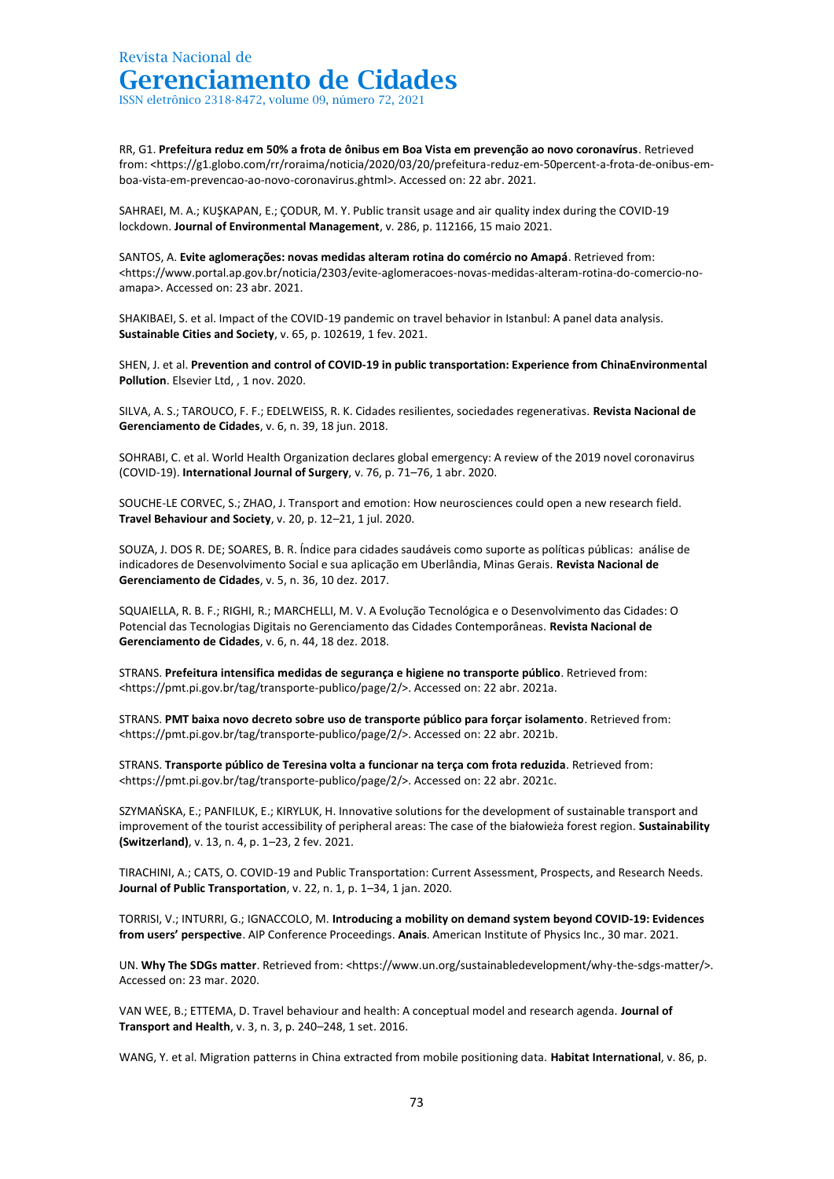RR, G1. **Prefeitura reduz em 50% a frota de ônibus em Boa Vista em prevenção ao novo coronavírus**. Retrieved from: <https://g1.globo.com/rr/roraima/noticia/2020/03/20/prefeitura-reduz-em-50percent-a-frota-de-onibus-em-boa-vista-em-prevencao-ao-novo-coronavirus.ghtml>. Accessed on: 22 abr. 2021.

SAHRAEI, M. A.; KUŞKAPAN, E.; ÇODUR, M. Y. Public transit usage and air quality index during the COVID-19 lockdown. **Journal of Environmental Management**, v. 286, p. 112166, 15 maio 2021.

SANTOS, A. **Evite aglomerações: novas medidas alteram rotina do comércio no Amapá**. Retrieved from: <https://www.portal.ap.gov.br/noticia/2303/evite-aglomeracoes-novas-medidas-alteram-rotina-do-comercio-no-amapa>. Accessed on: 23 abr. 2021.

SHAKIBAEI, S. et al. Impact of the COVID-19 pandemic on travel behavior in Istanbul: A panel data analysis. **Sustainable Cities and Society**, v. 65, p. 102619, 1 fev. 2021.

SHEN, J. et al. **Prevention and control of COVID-19 in public transportation: Experience from ChinaEnvironmental Pollution**. Elsevier Ltd, , 1 nov. 2020.

SILVA, A. S.; TAROUCO, F. F.; EDELWEISS, R. K. Cidades resilientes, sociedades regenerativas. **Revista Nacional de Gerenciamento de Cidades**, v. 6, n. 39, 18 jun. 2018.

SOHRABI, C. et al. World Health Organization declares global emergency: A review of the 2019 novel coronavirus (COVID-19). **International Journal of Surgery**, v. 76, p. 71–76, 1 abr. 2020.

SOUCHE-LE CORVEC, S.; ZHAO, J. Transport and emotion: How neurosciences could open a new research field. **Travel Behaviour and Society**, v. 20, p. 12–21, 1 jul. 2020.

SOUZA, J. DOS R. DE; SOARES, B. R. Índice para cidades saudáveis como suporte as políticas públicas: análise de indicadores de Desenvolvimento Social e sua aplicação em Uberlândia, Minas Gerais. **Revista Nacional de Gerenciamento de Cidades**, v. 5, n. 36, 10 dez. 2017.

SQUAIELLA, R. B. F.; RIGHI, R.; MARCHELLI, M. V. A Evolução Tecnológica e o Desenvolvimento das Cidades: O Potencial das Tecnologias Digitais no Gerenciamento das Cidades Contemporâneas. **Revista Nacional de Gerenciamento de Cidades**, v. 6, n. 44, 18 dez. 2018.

STRANS. **Prefeitura intensifica medidas de segurança e higiene no transporte público**. Retrieved from: <https://pmt.pi.gov.br/tag/transporte-publico/page/2/>. Accessed on: 22 abr. 2021a.

STRANS. **PMT baixa novo decreto sobre uso de transporte público para forçar isolamento**. Retrieved from: <https://pmt.pi.gov.br/tag/transporte-publico/page/2/>. Accessed on: 22 abr. 2021b.

STRANS. **Transporte público de Teresina volta a funcionar na terça com frota reduzida**. Retrieved from: <https://pmt.pi.gov.br/tag/transporte-publico/page/2/>. Accessed on: 22 abr. 2021c.

SZYMAŃSKA, E.; PANFILUK, E.; KIRYLUK, H. Innovative solutions for the development of sustainable transport and improvement of the tourist accessibility of peripheral areas: The case of the białowieża forest region. **Sustainability (Switzerland)**, v. 13, n. 4, p. 1–23, 2 fev. 2021.

TIRACHINI, A.; CATS, O. COVID-19 and Public Transportation: Current Assessment, Prospects, and Research Needs. **Journal of Public Transportation**, v. 22, n. 1, p. 1–34, 1 jan. 2020.

TORRISI, V.; INTURRI, G.; IGNACCOLO, M. **Introducing a mobility on demand system beyond COVID-19: Evidences from users' perspective**. AIP Conference Proceedings. **Anais**. American Institute of Physics Inc., 30 mar. 2021.

UN. **Why The SDGs matter**. Retrieved from: <https://www.un.org/sustainabledevelopment/why-the-sdgs-matter/>. Accessed on: 23 mar. 2020.

VAN WEE, B.; ETTEMA, D. Travel behaviour and health: A conceptual model and research agenda. **Journal of Transport and Health**, v. 3, n. 3, p. 240–248, 1 set. 2016.

WANG, Y. et al. Migration patterns in China extracted from mobile positioning data. **Habitat International**, v. 86, p.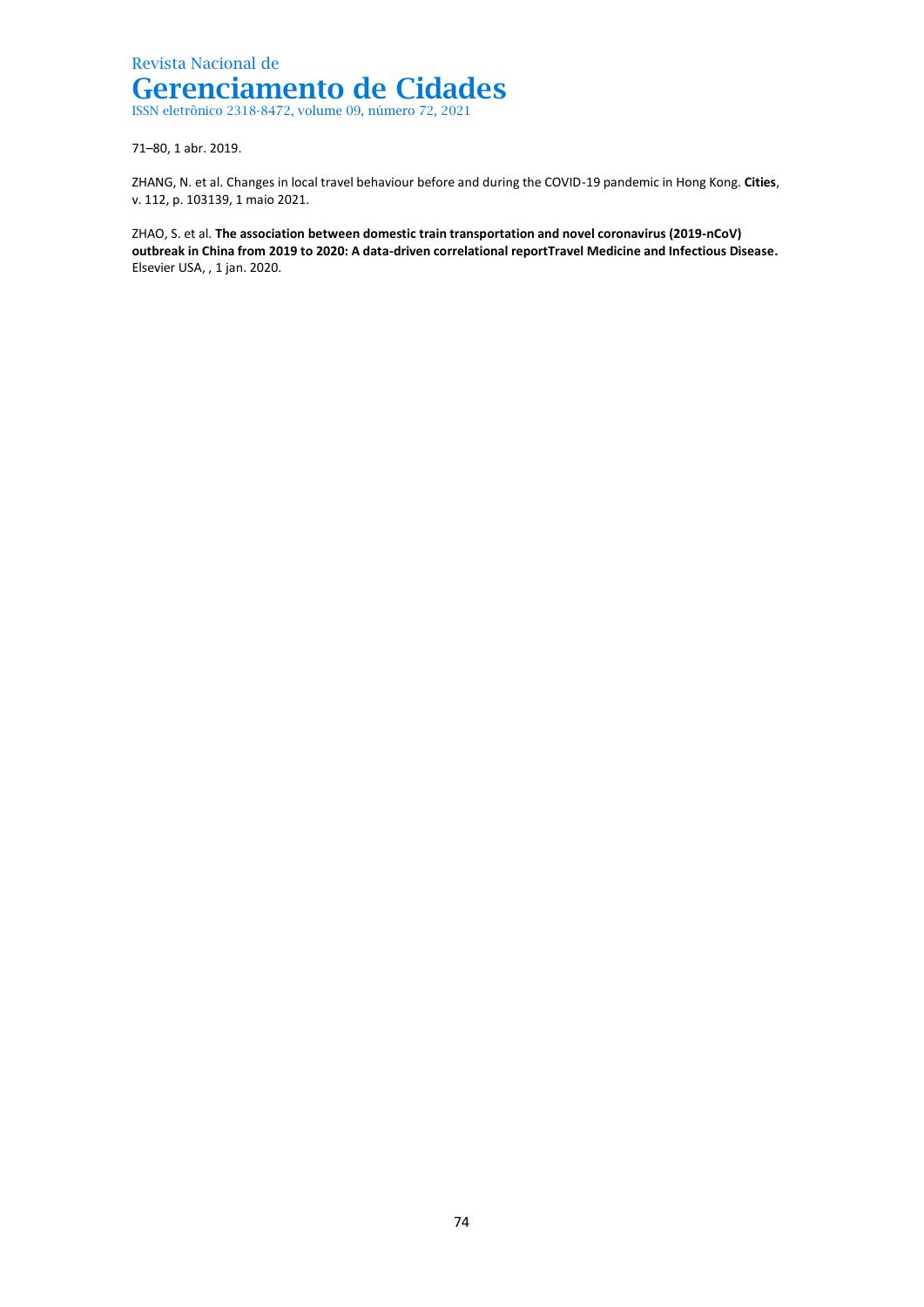71–80, 1 abr. 2019.

ZHANG, N. et al. Changes in local travel behaviour before and during the COVID-19 pandemic in Hong Kong. **Cities**, v. 112, p. 103139, 1 maio 2021.

ZHAO, S. et al. **The association between domestic train transportation and novel coronavirus (2019-nCoV) outbreak in China from 2019 to 2020: A data-driven correlational reportTravel Medicine and Infectious Disease.** Elsevier USA, , 1 jan. 2020.